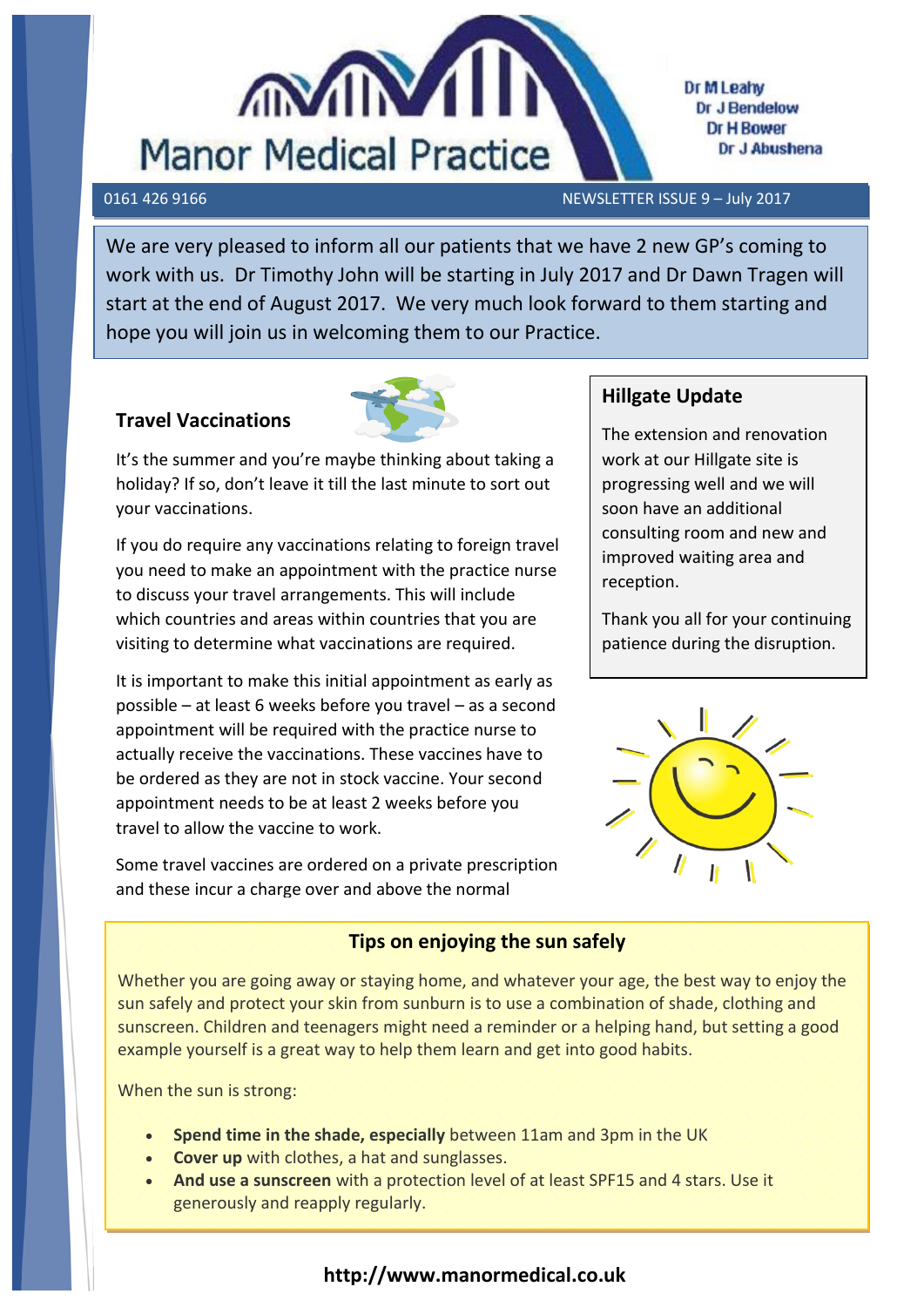# Manor Medical Practice

Dr M Leahy
Dr J Bendelow
Dr H Bower
Dr J Abushena

0161 426 9166 NEWSLETTER ISSUE 9 – July 2017

We are very pleased to inform all our patients that we have 2 new GP's coming to work with us. Dr Timothy John will be starting in July 2017 and Dr Dawn Tragen will start at the end of August 2017. We very much look forward to them starting and hope you will join us in welcoming them to our Practice.

## Travel Vaccinations

It's the summer and you're maybe thinking about taking a holiday? If so, don't leave it till the last minute to sort out your vaccinations.

If you do require any vaccinations relating to foreign travel you need to make an appointment with the practice nurse to discuss your travel arrangements. This will include which countries and areas within countries that you are visiting to determine what vaccinations are required.

It is important to make this initial appointment as early as possible – at least 6 weeks before you travel – as a second appointment will be required with the practice nurse to actually receive the vaccinations. These vaccines have to be ordered as they are not in stock vaccine. Your second appointment needs to be at least 2 weeks before you travel to allow the vaccine to work.

Some travel vaccines are ordered on a private prescription and these incur a charge over and above the normal

## Hillgate Update

The extension and renovation work at our Hillgate site is progressing well and we will soon have an additional consulting room and new and improved waiting area and reception.

Thank you all for your continuing patience during the disruption.

## Tips on enjoying the sun safely

Whether you are going away or staying home, and whatever your age, the best way to enjoy the sun safely and protect your skin from sunburn is to use a combination of shade, clothing and sunscreen. Children and teenagers might need a reminder or a helping hand, but setting a good example yourself is a great way to help them learn and get into good habits.

When the sun is strong:

- **Spend time in the shade, especially** between 11am and 3pm in the UK
- **Cover up** with clothes, a hat and sunglasses.
- **And use a sunscreen** with a protection level of at least SPF15 and 4 stars. Use it generously and reapply regularly.

**http://www.manormedical.co.uk**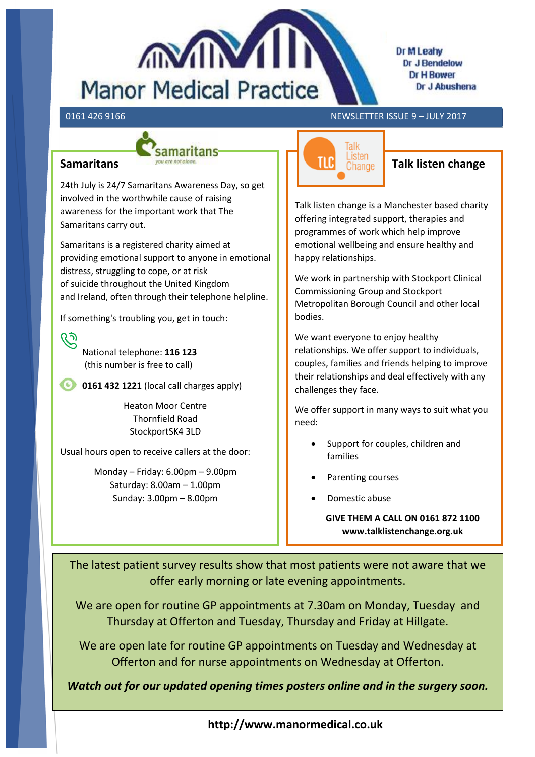# Manor Medical Practice

Dr M Leahy
Dr J Bendelow
Dr H Bower
Dr J Abushena

0161 426 9166

NEWSLETTER ISSUE 9 – JULY 2017

## Samaritans

samaritans
you are not alone.

24th July is 24/7 Samaritans Awareness Day, so get involved in the worthwhile cause of raising awareness for the important work that The Samaritans carry out.

Samaritans is a registered charity aimed at providing emotional support to anyone in emotional distress, struggling to cope, or at risk of suicide throughout the United Kingdom and Ireland, often through their telephone helpline.

If something's troubling you, get in touch:

National telephone: **116 123**
(this number is free to call)

**0161 432 1221** (local call charges apply)

Heaton Moor Centre
Thornfield Road
StockportSK4 3LD

Usual hours open to receive callers at the door:

Monday – Friday: 6.00pm – 9.00pm
Saturday: 8.00am – 1.00pm
Sunday: 3.00pm – 8.00pm

## Talk listen change

TLC Talk Listen Change

Talk listen change is a Manchester based charity offering integrated support, therapies and programmes of work which help improve emotional wellbeing and ensure healthy and happy relationships.

We work in partnership with Stockport Clinical Commissioning Group and Stockport Metropolitan Borough Council and other local bodies.

We want everyone to enjoy healthy relationships. We offer support to individuals, couples, families and friends helping to improve their relationships and deal effectively with any challenges they face.

We offer support in many ways to suit what you need:

- Support for couples, children and families
- Parenting courses
- Domestic abuse

**GIVE THEM A CALL ON 0161 872 1100**
**www.talklistenchange.org.uk**

The latest patient survey results show that most patients were not aware that we offer early morning or late evening appointments.

We are open for routine GP appointments at 7.30am on Monday, Tuesday and Thursday at Offerton and Tuesday, Thursday and Friday at Hillgate.

We are open late for routine GP appointments on Tuesday and Wednesday at Offerton and for nurse appointments on Wednesday at Offerton.

***Watch out for our updated opening times posters online and in the surgery soon.***

**http://www.manormedical.co.uk**